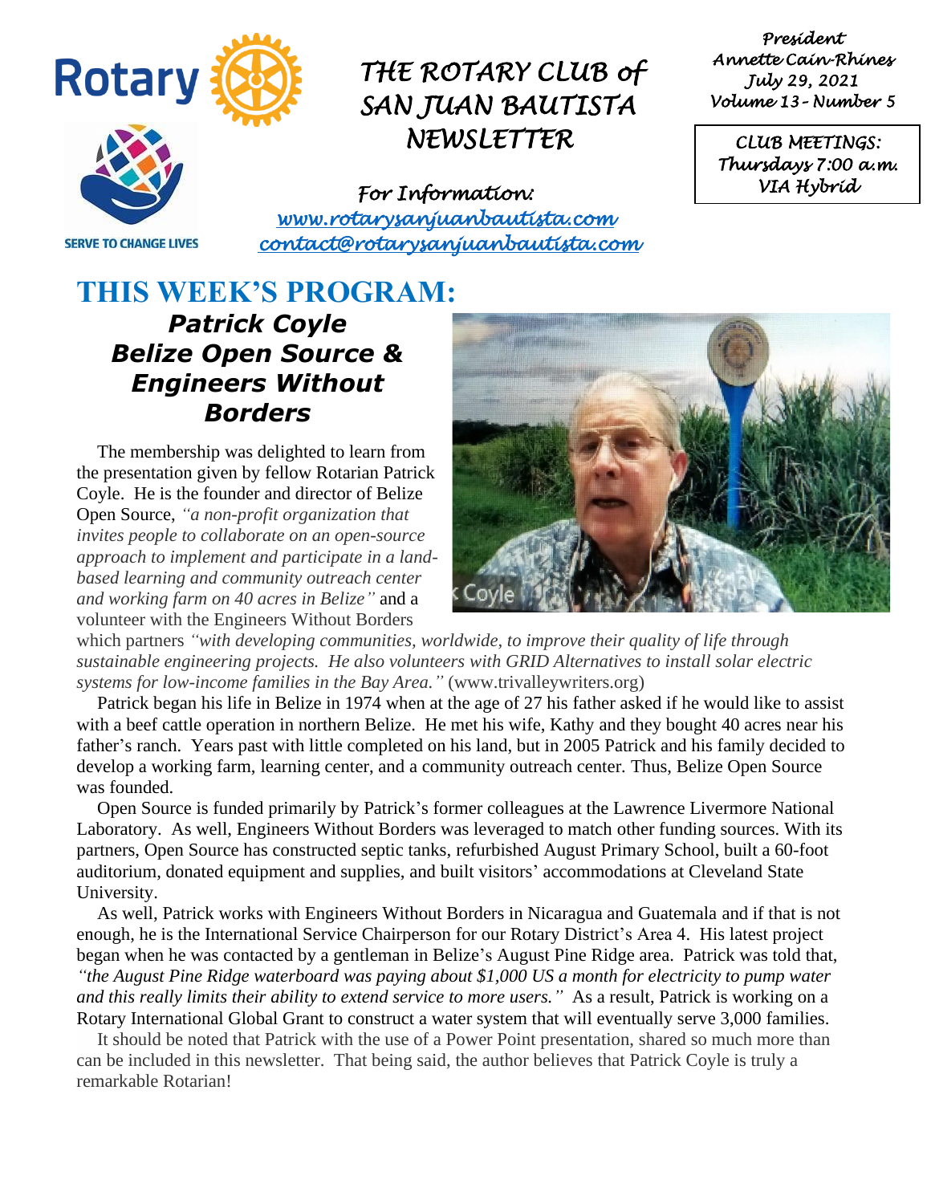# THE ROTARY CLUB of SAN JUAN BAUTISTA NEWSLETTER

*President*
*Annette Cain-Rhines*
*July 29, 2021*
*Volume 13 - Number 5*

*CLUB MEETINGS:*
*Thursdays 7:00 a.m.*
*VIA Hybrid*

SERVE TO CHANGE LIVES

*For Information:*
*www.rotarysanjuanbautista.com*
*contact@rotarysanjuanbautista.com*

## THIS WEEK'S PROGRAM:

### *Patrick Coyle*
### *Belize Open Source & Engineers Without Borders*

The membership was delighted to learn from the presentation given by fellow Rotarian Patrick Coyle. He is the founder and director of Belize Open Source, *"a non-profit organization that invites people to collaborate on an open-source approach to implement and participate in a land-based learning and community outreach center and working farm on 40 acres in Belize"* and a volunteer with the Engineers Without Borders which partners *"with developing communities, worldwide, to improve their quality of life through sustainable engineering projects. He also volunteers with GRID Alternatives to install solar electric systems for low-income families in the Bay Area."* (www.trivalleywriters.org)

Patrick began his life in Belize in 1974 when at the age of 27 his father asked if he would like to assist with a beef cattle operation in northern Belize. He met his wife, Kathy and they bought 40 acres near his father's ranch. Years past with little completed on his land, but in 2005 Patrick and his family decided to develop a working farm, learning center, and a community outreach center. Thus, Belize Open Source was founded.

Open Source is funded primarily by Patrick's former colleagues at the Lawrence Livermore National Laboratory. As well, Engineers Without Borders was leveraged to match other funding sources. With its partners, Open Source has constructed septic tanks, refurbished August Primary School, built a 60-foot auditorium, donated equipment and supplies, and built visitors' accommodations at Cleveland State University.

As well, Patrick works with Engineers Without Borders in Nicaragua and Guatemala and if that is not enough, he is the International Service Chairperson for our Rotary District's Area 4. His latest project began when he was contacted by a gentleman in Belize's August Pine Ridge area. Patrick was told that, *"the August Pine Ridge waterboard was paying about $1,000 US a month for electricity to pump water and this really limits their ability to extend service to more users."* As a result, Patrick is working on a Rotary International Global Grant to construct a water system that will eventually serve 3,000 families.

It should be noted that Patrick with the use of a Power Point presentation, shared so much more than can be included in this newsletter. That being said, the author believes that Patrick Coyle is truly a remarkable Rotarian!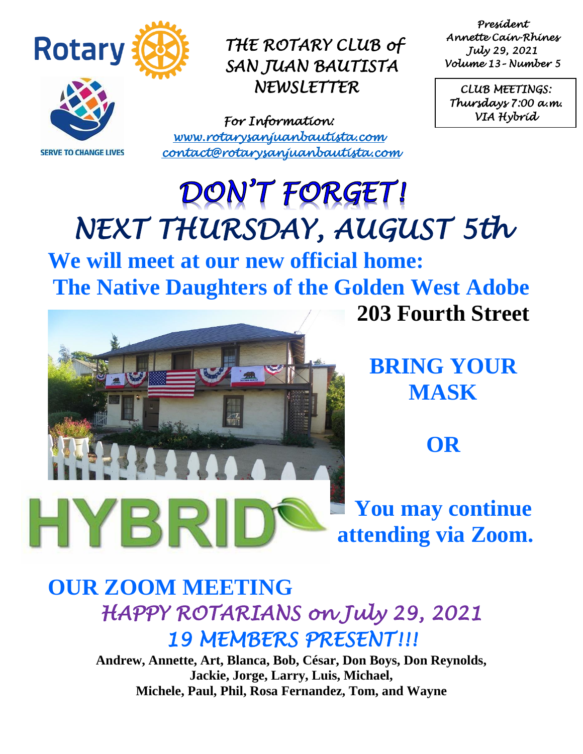Rotary

SERVE TO CHANGE LIVES

*THE ROTARY CLUB of SAN JUAN BAUTISTA NEWSLETTER*

*For Information:*
[www.rotarysanjuanbautista.com](http://www.rotarysanjuanbautista.com)
[contact@rotarysanjuanbautista.com](mailto:contact@rotarysanjuanbautista.com)

*President*
*Annette Cain-Rhines*
*July 29, 2021*
*Volume 13- Number 5*

*CLUB MEETINGS:*
*Thursdays 7:00 a.m.*
*VIA Hybrid*

# *DON'T FORGET!*

# *NEXT THURSDAY, AUGUST 5th*

## We will meet at our new official home: The Native Daughters of the Golden West Adobe

## 203 Fourth Street

## BRING YOUR MASK

## OR

HYBRID

## You may continue attending via Zoom.

## OUR ZOOM MEETING

## *HAPPY ROTARIANS on July 29, 2021*

## *19 MEMBERS PRESENT!!!*

**Andrew, Annette, Art, Blanca, Bob, César, Don Boys, Don Reynolds, Jackie, Jorge, Larry, Luis, Michael, Michele, Paul, Phil, Rosa Fernandez, Tom, and Wayne**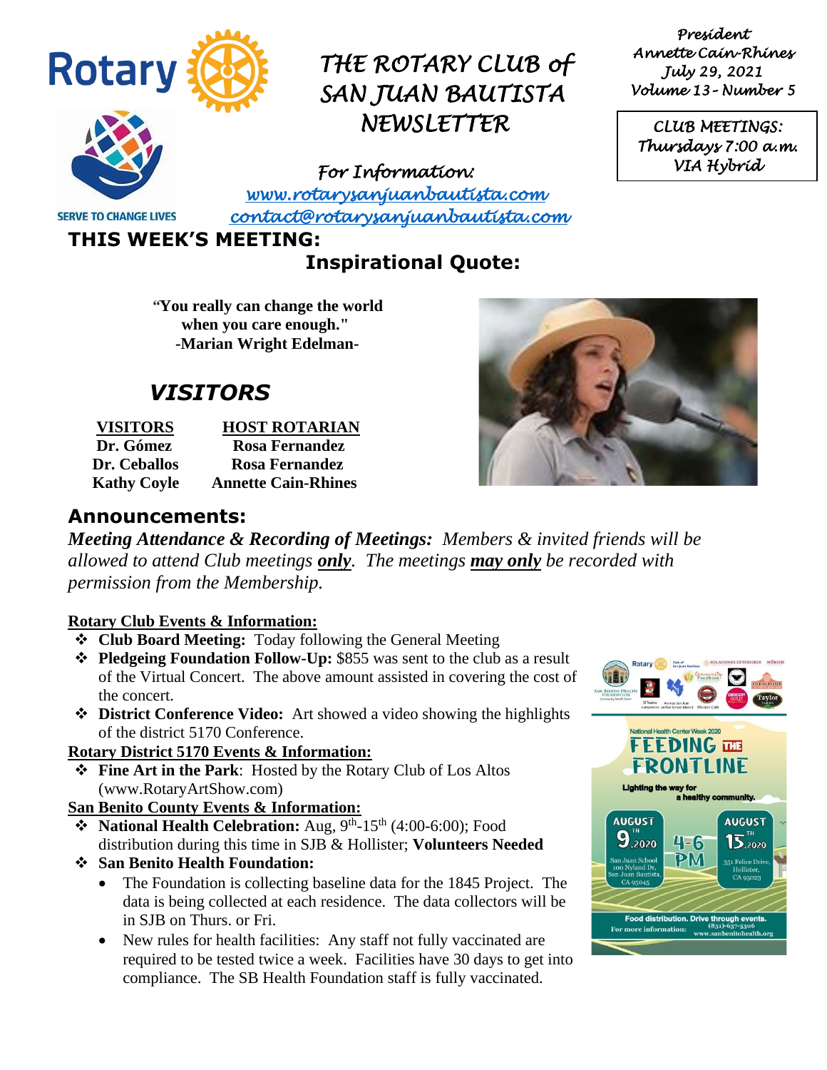# THE ROTARY CLUB of SAN JUAN BAUTISTA NEWSLETTER

*President*
*Annette Cain-Rhines*
*July 29, 2021*
*Volume 13 - Number 5*

*CLUB MEETINGS:*
*Thursdays 7:00 a.m.*
*VIA Hybrid*

SERVE TO CHANGE LIVES

*For Information:*
*www.rotarysanjuanbautista.com*
*contact@rotarysanjuanbautista.com*

## THIS WEEK'S MEETING:

### Inspirational Quote:

**"You really can change the world when you care enough."**
**-Marian Wright Edelman-**

## *VISITORS*

| VISITORS | HOST ROTARIAN |
|---|---|
| Dr. Gómez | Rosa Fernandez |
| Dr. Ceballos | Rosa Fernandez |
| Kathy Coyle | Annette Cain-Rhines |

## Announcements:

***Meeting Attendance & Recording of Meetings:*** *Members & invited friends will be allowed to attend Club meetings **only**. The meetings **may only** be recorded with permission from the Membership.*

**Rotary Club Events & Information:**

- **Club Board Meeting:** Today following the General Meeting
- **Pledgeing Foundation Follow-Up:** $855 was sent to the club as a result of the Virtual Concert. The above amount assisted in covering the cost of the concert.
- **District Conference Video:** Art showed a video showing the highlights of the district 5170 Conference.

**Rotary District 5170 Events & Information:**

- **Fine Art in the Park**: Hosted by the Rotary Club of Los Altos (www.RotaryArtShow.com)

**San Benito County Events & Information:**

- **National Health Celebration:** Aug, 9th-15th (4:00-6:00); Food distribution during this time in SJB & Hollister; **Volunteers Needed**
- **San Benito Health Foundation:**
  - The Foundation is collecting baseline data for the 1845 Project. The data is being collected at each residence. The data collectors will be in SJB on Thurs. or Fri.
  - New rules for health facilities: Any staff not fully vaccinated are required to be tested twice a week. Facilities have 30 days to get into compliance. The SB Health Foundation staff is fully vaccinated.

National Health Center Week 2020
FEEDING THE FRONTLINE
Lighting the way for a healthy community.
AUGUST 9TH, 2020 — San Juan School, 100 Nyland Dr, San Juan Bautista, CA 95045
4-6 PM
AUGUST 15TH, 2020 — 351 Felice Drive, Hollister, CA 95023
Food distribution. Drive through events.
For more information: (831)-637-5306 www.sanbenitohealth.org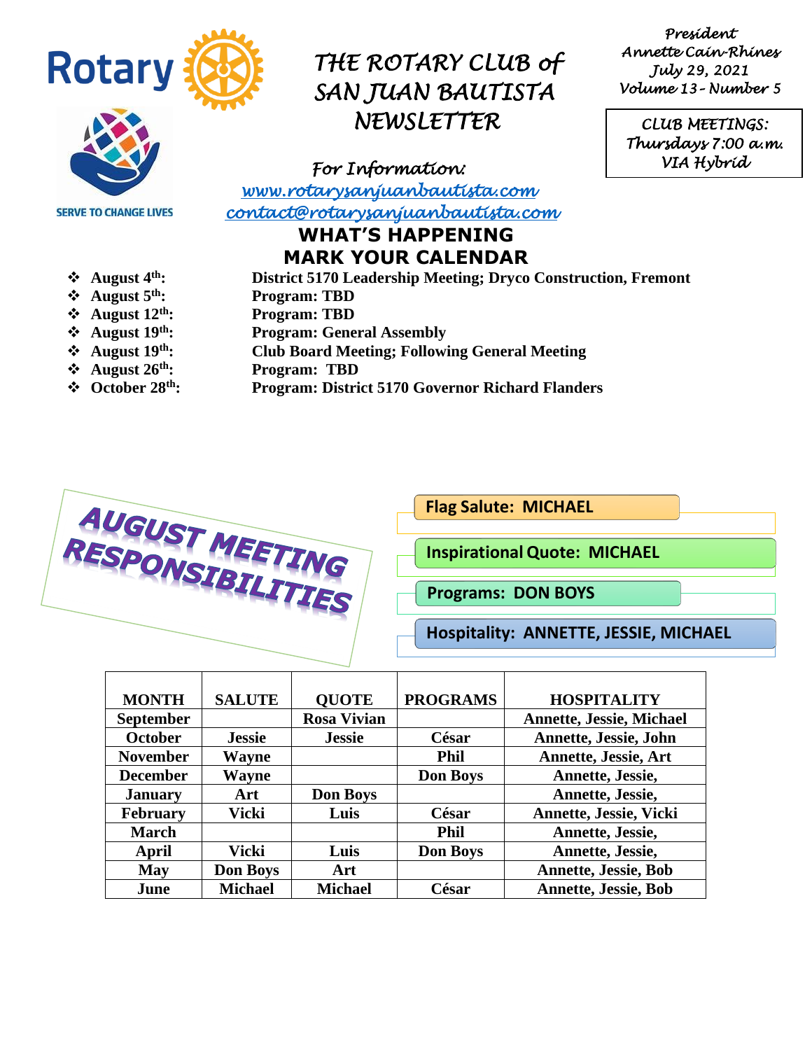Rotary

SERVE TO CHANGE LIVES

# THE ROTARY CLUB of SAN JUAN BAUTISTA NEWSLETTER

*President*
*Annette Cain-Rhines*
*July 29, 2021*
*Volume 13 - Number 5*

*CLUB MEETINGS:*
*Thursdays 7:00 a.m.*
*VIA Hybrid*

*For Information:*
[www.rotarysanjuanbautista.com](http://www.rotarysanjuanbautista.com)
[contact@rotarysanjuanbautista.com](mailto:contact@rotarysanjuanbautista.com)

## WHAT'S HAPPENING
## MARK YOUR CALENDAR

- **August 4th:** **District 5170 Leadership Meeting; Dryco Construction, Fremont**
- **August 5th:** **Program: TBD**
- **August 12th:** **Program: TBD**
- **August 19th:** **Program: General Assembly**
- **August 19th:** **Club Board Meeting; Following General Meeting**
- **August 26th:** **Program: TBD**
- **October 28th:** **Program: District 5170 Governor Richard Flanders**

## AUGUST MEETING RESPONSIBILITIES

**Flag Salute: MICHAEL**

**Inspirational Quote: MICHAEL**

**Programs: DON BOYS**

**Hospitality: ANNETTE, JESSIE, MICHAEL**

| MONTH | SALUTE | QUOTE | PROGRAMS | HOSPITALITY |
|---|---|---|---|---|
| September | | Rosa Vivian | | Annette, Jessie, Michael |
| October | Jessie | Jessie | César | Annette, Jessie, John |
| November | Wayne | | Phil | Annette, Jessie, Art |
| December | Wayne | | Don Boys | Annette, Jessie, |
| January | Art | Don Boys | | Annette, Jessie, |
| February | Vicki | Luis | César | Annette, Jessie, Vicki |
| March | | | Phil | Annette, Jessie, |
| April | Vicki | Luis | Don Boys | Annette, Jessie, |
| May | Don Boys | Art | | Annette, Jessie, Bob |
| June | Michael | Michael | César | Annette, Jessie, Bob |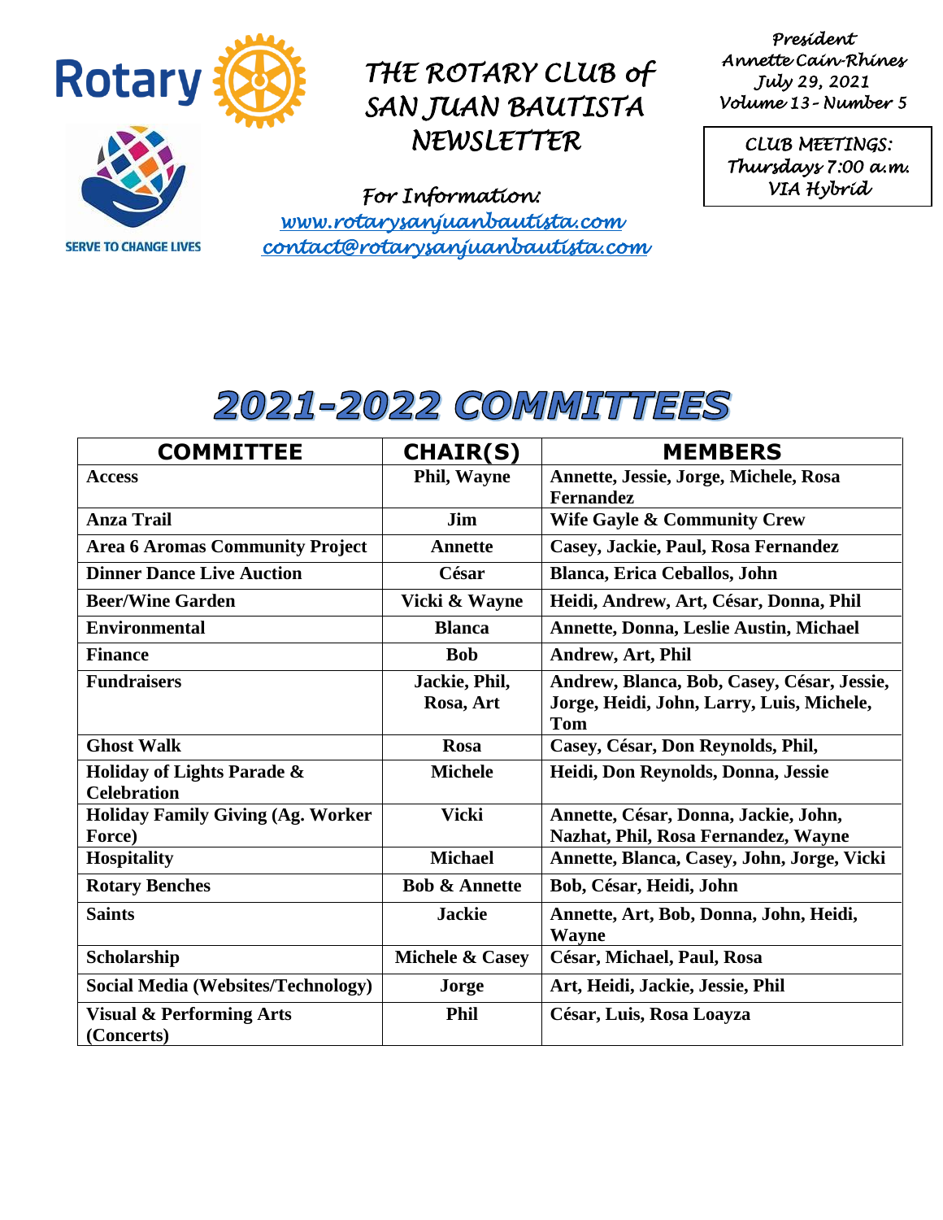# THE ROTARY CLUB of SAN JUAN BAUTISTA NEWSLETTER

Rotary

SERVE TO CHANGE LIVES

President
Annette Cain-Rhines
July 29, 2021
Volume 13 - Number 5

CLUB MEETINGS:
Thursdays 7:00 a.m.
VIA Hybrid

For Information:
www.rotarysanjuanbautista.com
contact@rotarysanjuanbautista.com

# 2021-2022 COMMITTEES

| COMMITTEE | CHAIR(S) | MEMBERS |
|---|---|---|
| **Access** | **Phil, Wayne** | **Annette, Jessie, Jorge, Michele, Rosa Fernandez** |
| **Anza Trail** | **Jim** | **Wife Gayle & Community Crew** |
| **Area 6 Aromas Community Project** | **Annette** | **Casey, Jackie, Paul, Rosa Fernandez** |
| **Dinner Dance Live Auction** | **César** | **Blanca, Erica Ceballos, John** |
| **Beer/Wine Garden** | **Vicki & Wayne** | **Heidi, Andrew, Art, César, Donna, Phil** |
| **Environmental** | **Blanca** | **Annette, Donna, Leslie Austin, Michael** |
| **Finance** | **Bob** | **Andrew, Art, Phil** |
| **Fundraisers** | **Jackie, Phil, Rosa, Art** | **Andrew, Blanca, Bob, Casey, César, Jessie, Jorge, Heidi, John, Larry, Luis, Michele, Tom** |
| **Ghost Walk** | **Rosa** | **Casey, César, Don Reynolds, Phil,** |
| **Holiday of Lights Parade & Celebration** | **Michele** | **Heidi, Don Reynolds, Donna, Jessie** |
| **Holiday Family Giving (Ag. Worker Force)** | **Vicki** | **Annette, César, Donna, Jackie, John, Nazhat, Phil, Rosa Fernandez, Wayne** |
| **Hospitality** | **Michael** | **Annette, Blanca, Casey, John, Jorge, Vicki** |
| **Rotary Benches** | **Bob & Annette** | **Bob, César, Heidi, John** |
| **Saints** | **Jackie** | **Annette, Art, Bob, Donna, John, Heidi, Wayne** |
| **Scholarship** | **Michele & Casey** | **César, Michael, Paul, Rosa** |
| **Social Media (Websites/Technology)** | **Jorge** | **Art, Heidi, Jackie, Jessie, Phil** |
| **Visual & Performing Arts (Concerts)** | **Phil** | **César, Luis, Rosa Loayza** |